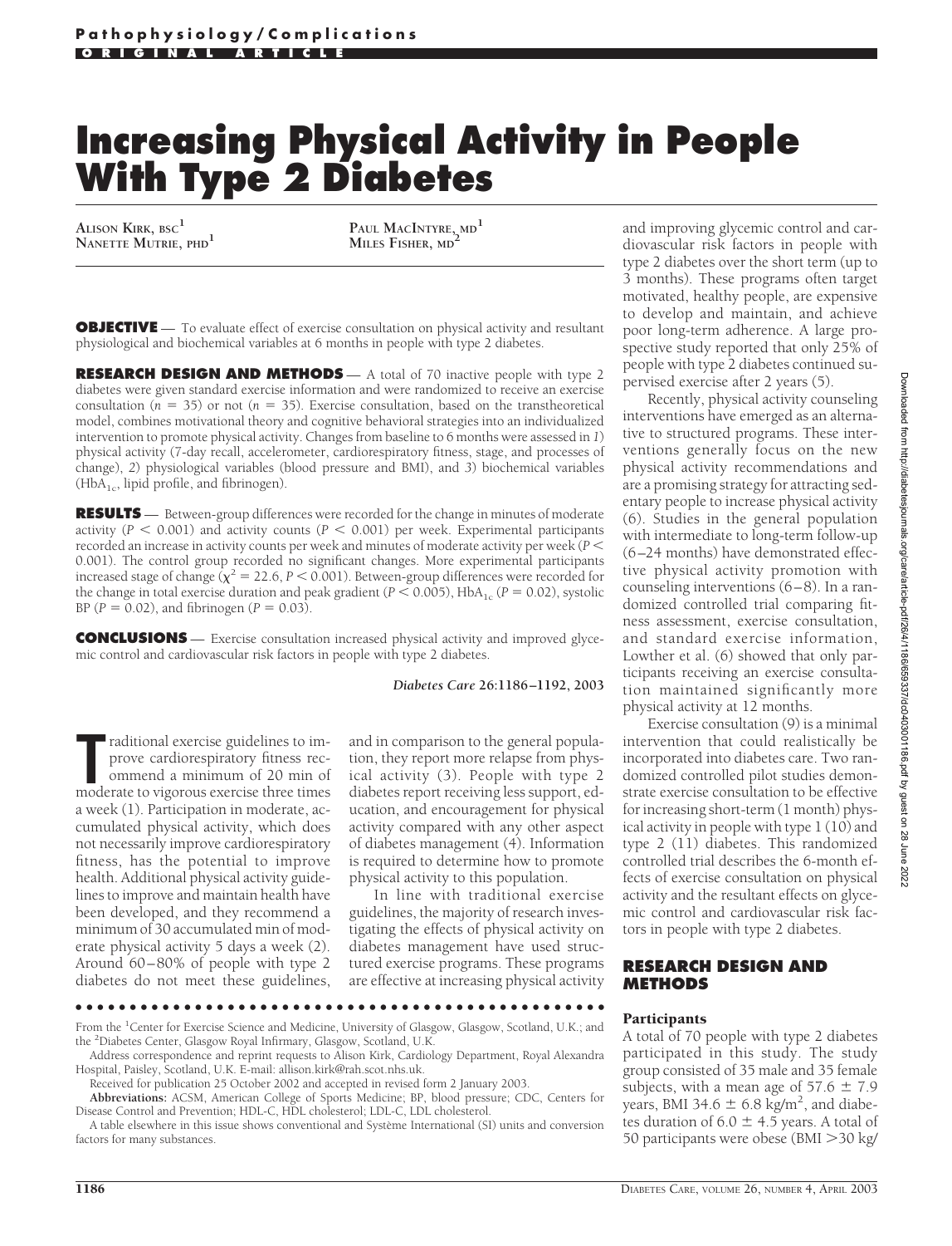Pathophysiology/Complications

ORIGINAL ARTICLE

# Increasing Physical Activity in People With Type 2 Diabetes

**Alison Kirk, bsc**[1]
**Nanette Mutrie, phd**[1]
**Paul MacIntyre, md**[1]
**Miles Fisher, md**[2]

**OBJECTIVE** — To evaluate effect of exercise consultation on physical activity and resultant physiological and biochemical variables at 6 months in people with type 2 diabetes.

**RESEARCH DESIGN AND METHODS** — A total of 70 inactive people with type 2 diabetes were given standard exercise information and were randomized to receive an exercise consultation ($n = 35$) or not ($n = 35$). Exercise consultation, based on the transtheoretical model, combines motivational theory and cognitive behavioral strategies into an individualized intervention to promote physical activity. Changes from baseline to 6 months were assessed in *1*) physical activity (7-day recall, accelerometer, cardiorespiratory fitness, stage, and processes of change), *2*) physiological variables (blood pressure and BMI), and *3*) biochemical variables ($HbA_{1c}$, lipid profile, and fibrinogen).

**RESULTS** — Between-group differences were recorded for the change in minutes of moderate activity ($P < 0.001$) and activity counts ($P < 0.001$) per week. Experimental participants recorded an increase in activity counts per week and minutes of moderate activity per week ($P < 0.001$). The control group recorded no significant changes. More experimental participants increased stage of change ($\chi^2 = 22.6$, $P < 0.001$). Between-group differences were recorded for the change in total exercise duration and peak gradient ($P < 0.005$), $HbA_{1c}$ ($P = 0.02$), systolic BP ($P = 0.02$), and fibrinogen ($P = 0.03$).

**CONCLUSIONS** — Exercise consultation increased physical activity and improved glycemic control and cardiovascular risk factors in people with type 2 diabetes.

***Diabetes Care* 26:1186–1192, 2003**

Traditional exercise guidelines to improve cardiorespiratory fitness recommend a minimum of 20 min of moderate to vigorous exercise three times a week (1). Participation in moderate, accumulated physical activity, which does not necessarily improve cardiorespiratory fitness, has the potential to improve health. Additional physical activity guidelines to improve and maintain health have been developed, and they recommend a minimum of 30 accumulated min of moderate physical activity 5 days a week (2). Around 60–80% of people with type 2 diabetes do not meet these guidelines, and in comparison to the general population, they report more relapse from physical activity (3). People with type 2 diabetes report receiving less support, education, and encouragement for physical activity compared with any other aspect of diabetes management (4). Information is required to determine how to promote physical activity to this population.

In line with traditional exercise guidelines, the majority of research investigating the effects of physical activity on diabetes management have used structured exercise programs. These programs are effective at increasing physical activity and improving glycemic control and cardiovascular risk factors in people with type 2 diabetes over the short term (up to 3 months). These programs often target motivated, healthy people, are expensive to develop and maintain, and achieve poor long-term adherence. A large prospective study reported that only 25% of people with type 2 diabetes continued supervised exercise after 2 years (5).

Recently, physical activity counseling interventions have emerged as an alternative to structured programs. These interventions generally focus on the new physical activity recommendations and are a promising strategy for attracting sedentary people to increase physical activity (6). Studies in the general population with intermediate to long-term follow-up (6–24 months) have demonstrated effective physical activity promotion with counseling interventions (6–8). In a randomized controlled trial comparing fitness assessment, exercise consultation, and standard exercise information, Lowther et al. (6) showed that only participants receiving an exercise consultation maintained significantly more physical activity at 12 months.

Exercise consultation (9) is a minimal intervention that could realistically be incorporated into diabetes care. Two randomized controlled pilot studies demonstrate exercise consultation to be effective for increasing short-term (1 month) physical activity in people with type 1 (10) and type 2 (11) diabetes. This randomized controlled trial describes the 6-month effects of exercise consultation on physical activity and the resultant effects on glycemic control and cardiovascular risk factors in people with type 2 diabetes.

## RESEARCH DESIGN AND METHODS

### Participants

A total of 70 people with type 2 diabetes participated in this study. The study group consisted of 35 male and 35 female subjects, with a mean age of 57.6 ± 7.9 years, BMI 34.6 ± 6.8 kg/m², and diabetes duration of 6.0 ± 4.5 years. A total of 50 participants were obese (BMI >30 kg/

From the [1]Center for Exercise Science and Medicine, University of Glasgow, Glasgow, Scotland, U.K.; and the [2]Diabetes Center, Glasgow Royal Infirmary, Glasgow, Scotland, U.K.

Address correspondence and reprint requests to Alison Kirk, Cardiology Department, Royal Alexandra Hospital, Paisley, Scotland, U.K. E-mail: allison.kirk@rah.scot.nhs.uk.

Received for publication 25 October 2002 and accepted in revised form 2 January 2003.

**Abbreviations:** ACSM, American College of Sports Medicine; BP, blood pressure; CDC, Centers for Disease Control and Prevention; HDL-C, HDL cholesterol; LDL-C, LDL cholesterol.

A table elsewhere in this issue shows conventional and Système International (SI) units and conversion factors for many substances.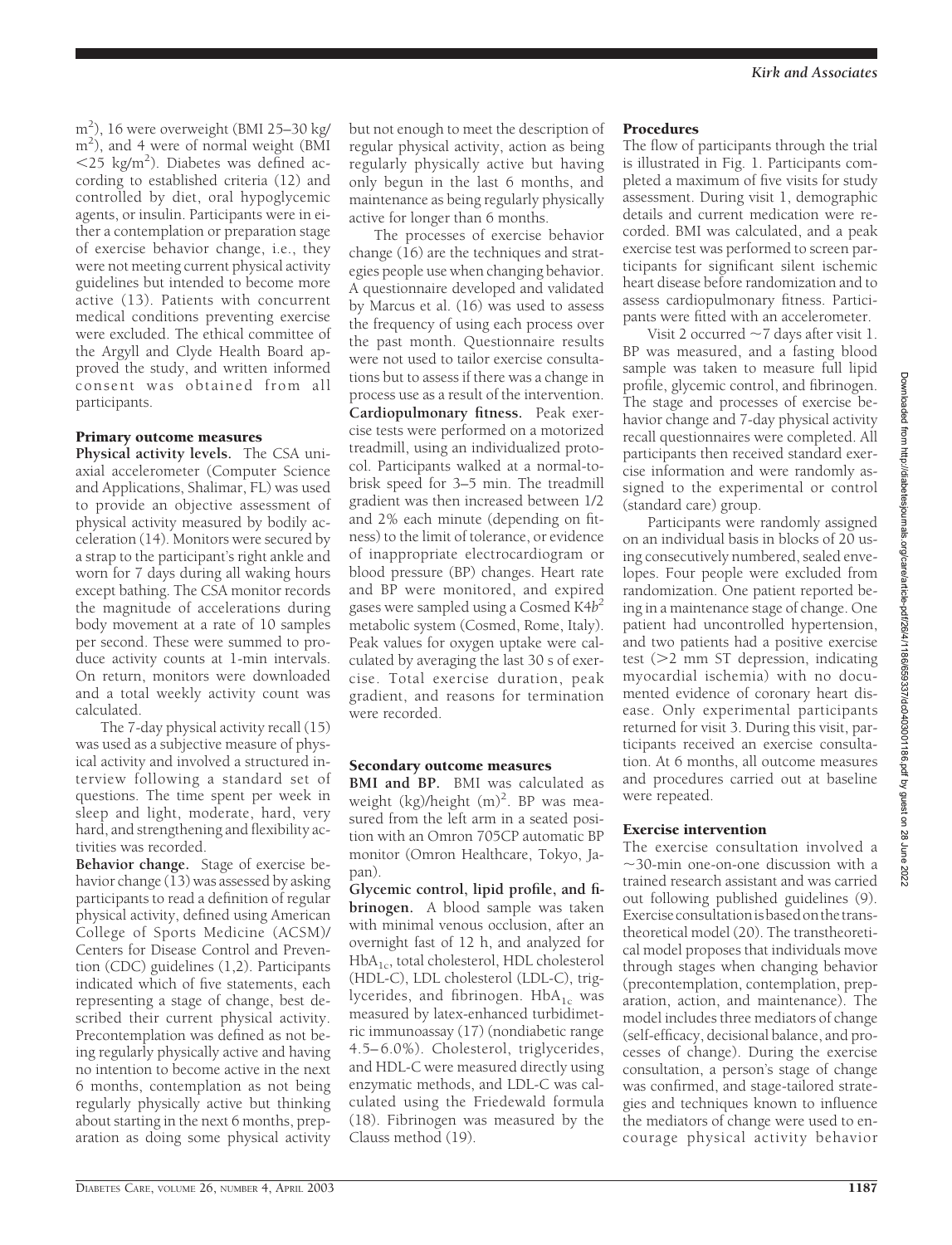$m^2$), 16 were overweight (BMI 25–30 kg/$m^2$), and 4 were of normal weight (BMI $<$25 kg/$m^2$). Diabetes was defined according to established criteria (12) and controlled by diet, oral hypoglycemic agents, or insulin. Participants were in either a contemplation or preparation stage of exercise behavior change, i.e., they were not meeting current physical activity guidelines but intended to become more active (13). Patients with concurrent medical conditions preventing exercise were excluded. The ethical committee of the Argyll and Clyde Health Board approved the study, and written informed consent was obtained from all participants.

### Primary outcome measures

**Physical activity levels.** The CSA uniaxial accelerometer (Computer Science and Applications, Shalimar, FL) was used to provide an objective assessment of physical activity measured by bodily acceleration (14). Monitors were secured by a strap to the participant's right ankle and worn for 7 days during all waking hours except bathing. The CSA monitor records the magnitude of accelerations during body movement at a rate of 10 samples per second. These were summed to produce activity counts at 1-min intervals. On return, monitors were downloaded and a total weekly activity count was calculated.

The 7-day physical activity recall (15) was used as a subjective measure of physical activity and involved a structured interview following a standard set of questions. The time spent per week in sleep and light, moderate, hard, very hard, and strengthening and flexibility activities was recorded.

**Behavior change.** Stage of exercise behavior change (13) was assessed by asking participants to read a definition of regular physical activity, defined using American College of Sports Medicine (ACSM)/Centers for Disease Control and Prevention (CDC) guidelines (1,2). Participants indicated which of five statements, each representing a stage of change, best described their current physical activity. Precontemplation was defined as not being regularly physically active and having no intention to become active in the next 6 months, contemplation as not being regularly physically active but thinking about starting in the next 6 months, preparation as doing some physical activity but not enough to meet the description of regular physical activity, action as being regularly physically active but having only begun in the last 6 months, and maintenance as being regularly physically active for longer than 6 months.

The processes of exercise behavior change (16) are the techniques and strategies people use when changing behavior. A questionnaire developed and validated by Marcus et al. (16) was used to assess the frequency of using each process over the past month. Questionnaire results were not used to tailor exercise consultations but to assess if there was a change in process use as a result of the intervention.

**Cardiopulmonary fitness.** Peak exercise tests were performed on a motorized treadmill, using an individualized protocol. Participants walked at a normal-to-brisk speed for 3–5 min. The treadmill gradient was then increased between 1/2 and 2% each minute (depending on fitness) to the limit of tolerance, or evidence of inappropriate electrocardiogram or blood pressure (BP) changes. Heart rate and BP were monitored, and expired gases were sampled using a Cosmed K4$b^2$ metabolic system (Cosmed, Rome, Italy). Peak values for oxygen uptake were calculated by averaging the last 30 s of exercise. Total exercise duration, peak gradient, and reasons for termination were recorded.

### Secondary outcome measures

**BMI and BP.** BMI was calculated as weight (kg)/height $(m)^2$. BP was measured from the left arm in a seated position with an Omron 705CP automatic BP monitor (Omron Healthcare, Tokyo, Japan).

**Glycemic control, lipid profile, and fibrinogen.** A blood sample was taken with minimal venous occlusion, after an overnight fast of 12 h, and analyzed for $HbA_{1c}$, total cholesterol, HDL cholesterol (HDL-C), LDL cholesterol (LDL-C), triglycerides, and fibrinogen. $HbA_{1c}$ was measured by latex-enhanced turbidimetric immunoassay (17) (nondiabetic range 4.5–6.0%). Cholesterol, triglycerides, and HDL-C were measured directly using enzymatic methods, and LDL-C was calculated using the Friedewald formula (18). Fibrinogen was measured by the Clauss method (19).

### Procedures

The flow of participants through the trial is illustrated in Fig. 1. Participants completed a maximum of five visits for study assessment. During visit 1, demographic details and current medication were recorded. BMI was calculated, and a peak exercise test was performed to screen participants for significant silent ischemic heart disease before randomization and to assess cardiopulmonary fitness. Participants were fitted with an accelerometer.

Visit 2 occurred ~7 days after visit 1. BP was measured, and a fasting blood sample was taken to measure full lipid profile, glycemic control, and fibrinogen. The stage and processes of exercise behavior change and 7-day physical activity recall questionnaires were completed. All participants then received standard exercise information and were randomly assigned to the experimental or control (standard care) group.

Participants were randomly assigned on an individual basis in blocks of 20 using consecutively numbered, sealed envelopes. Four people were excluded from randomization. One patient reported being in a maintenance stage of change. One patient had uncontrolled hypertension, and two patients had a positive exercise test ($>$2 mm ST depression, indicating myocardial ischemia) with no documented evidence of coronary heart disease. Only experimental participants returned for visit 3. During this visit, participants received an exercise consultation. At 6 months, all outcome measures and procedures carried out at baseline were repeated.

### Exercise intervention

The exercise consultation involved a ~30-min one-on-one discussion with a trained research assistant and was carried out following published guidelines (9). Exercise consultation is based on the transtheoretical model (20). The transtheoretical model proposes that individuals move through stages when changing behavior (precontemplation, contemplation, preparation, action, and maintenance). The model includes three mediators of change (self-efficacy, decisional balance, and processes of change). During the exercise consultation, a person's stage of change was confirmed, and stage-tailored strategies and techniques known to influence the mediators of change were used to encourage physical activity behavior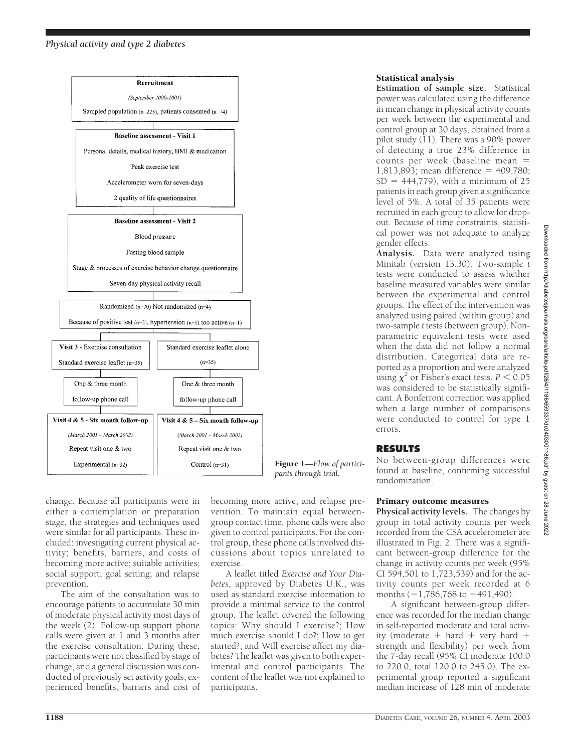Recruitment

*(September 2000-2001)*

Sampled population (n=223), patients consented (n=74)

**Baseline assessment - Visit 1**

Personal details, medical history, BMI & medication

Peak exercise test

Accelerometer worn for seven-days

2 quality of life questionnaires

**Baseline assessment - Visit 2**

Blood pressure

Fasting blood sample

Stage & processes of exercise behavior change questionnaire

Seven-day physical activity recall

Randomized (n=70) Not randomized (n=4)

Because of positive test (n=2), hypertension (n=1) too active (n=1)

| Visit 3 - Exercise consultation<br>Standard exercise leaflet (n=35) | Standard exercise leaflet alone<br>(n=35) |
|---|---|
| One & three month follow-up phone call | One & three month follow-up phone call |
| **Visit 4 & 5 - Six month follow-up**<br>*(March 2001 – March 2002)*<br>Repeat visit one & two<br>Experimental (n=32) | **Visit 4 & 5 – Six month follow-up**<br>*(March 2001 – March 2002)*<br>Repeat visit one & two<br>Control (n=31) |

**Figure 1**—*Flow of participants through trial.*

change. Because all participants were in either a contemplation or preparation stage, the strategies and techniques used were similar for all participants. These included: investigating current physical activity; benefits, barriers, and costs of becoming more active; suitable activities; social support; goal setting; and relapse prevention.

The aim of the consultation was to encourage patients to accumulate 30 min of moderate physical activity most days of the week (2). Follow-up support phone calls were given at 1 and 3 months after the exercise consultation. During these, participants were not classified by stage of change, and a general discussion was conducted of previously set activity goals, experienced benefits, barriers and cost of becoming more active, and relapse prevention. To maintain equal between-group contact time, phone calls were also given to control participants. For the control group, these phone calls involved discussions about topics unrelated to exercise.

A leaflet titled *Exercise and Your Diabetes*, approved by Diabetes U.K., was used as standard exercise information to provide a minimal service to the control group. The leaflet covered the following topics: Why should I exercise?; How much exercise should I do?; How to get started?; and Will exercise affect my diabetes? The leaflet was given to both experimental and control participants. The content of the leaflet was not explained to participants.

### Statistical analysis

**Estimation of sample size.** Statistical power was calculated using the difference in mean change in physical activity counts per week between the experimental and control group at 30 days, obtained from a pilot study (11). There was a 90% power of detecting a true 23% difference in counts per week (baseline mean = 1,813,893; mean difference = 409,780; SD = 444,779), with a minimum of 25 patients in each group given a significance level of 5%. A total of 35 patients were recruited in each group to allow for dropout. Because of time constraints, statistical power was not adequate to analyze gender effects.

**Analysis.** Data were analyzed using Minitab (version 13.30). Two-sample *t* tests were conducted to assess whether baseline measured variables were similar between the experimental and control groups. The effect of the intervention was analyzed using paired (within group) and two-sample *t* tests (between group). Nonparametric equivalent tests were used when the data did not follow a normal distribution. Categorical data are reported as a proportion and were analyzed using $\chi^2$ or Fisher's exact tests. $P < 0.05$ was considered to be statistically significant. A Bonferroni correction was applied when a large number of comparisons were conducted to control for type 1 errors.

## RESULTS

No between-group differences were found at baseline, confirming successful randomization.

### Primary outcome measures

**Physical activity levels.** The changes by group in total activity counts per week recorded from the CSA accelerometer are illustrated in Fig. 2. There was a significant between-group difference for the change in activity counts per week (95% CI 594,501 to 1,723,539) and for the activity counts per week recorded at 6 months (−1,786,768 to −491,490).

A significant between-group difference was recorded for the median change in self-reported moderate and total activity (moderate + hard + very hard + strength and flexibility) per week from the 7-day recall (95% CI moderate 100.0 to 220.0, total 120.0 to 245.0). The experimental group reported a significant median increase of 128 min of moderate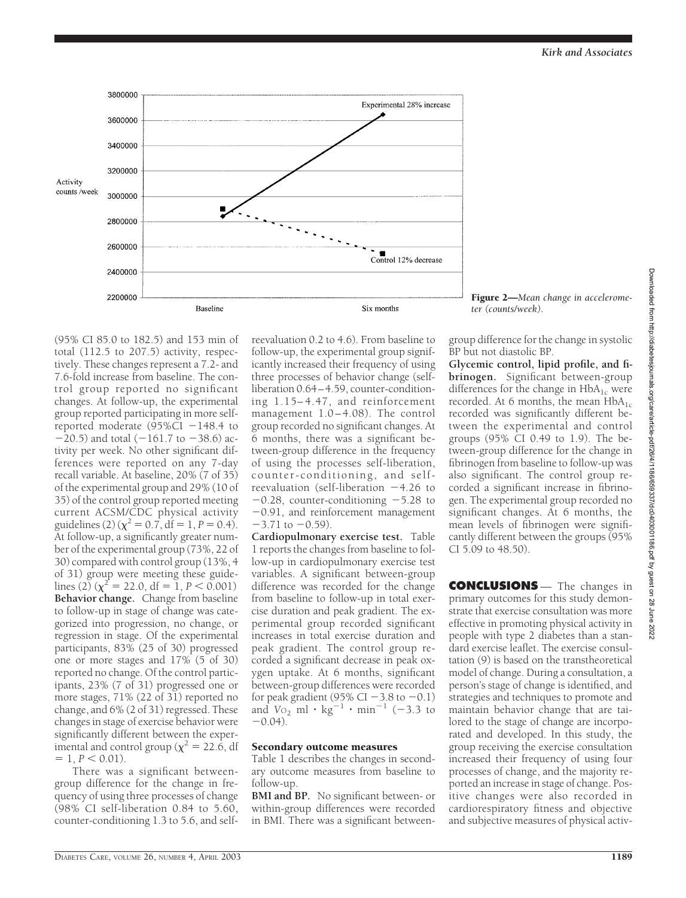Figure 2—*Mean change in accelerometer (counts/week).*

(95% CI 85.0 to 182.5) and 153 min of total (112.5 to 207.5) activity, respectively. These changes represent a 7.2- and 7.6-fold increase from baseline. The control group reported no significant changes. At follow-up, the experimental group reported participating in more self-reported moderate (95%CI −148.4 to −20.5) and total (−161.7 to −38.6) activity per week. No other significant differences were reported on any 7-day recall variable. At baseline, 20% (7 of 35) of the experimental group and 29% (10 of 35) of the control group reported meeting current ACSM/CDC physical activity guidelines (2) ($\chi^2 = 0.7$, df = 1, $P = 0.4$). At follow-up, a significantly greater number of the experimental group (73%, 22 of 30) compared with control group (13%, 4 of 31) group were meeting these guidelines (2) ($\chi^2 = 22.0$, df = 1, $P < 0.001$)

**Behavior change.** Change from baseline to follow-up in stage of change was categorized into progression, no change, or regression in stage. Of the experimental participants, 83% (25 of 30) progressed one or more stages and 17% (5 of 30) reported no change. Of the control participants, 23% (7 of 31) progressed one or more stages, 71% (22 of 31) reported no change, and 6% (2 of 31) regressed. These changes in stage of exercise behavior were significantly different between the experimental and control group ($\chi^2 = 22.6$, df = 1, $P < 0.01$).

There was a significant between-group difference for the change in frequency of using three processes of change (98% CI self-liberation 0.84 to 5.60, counter-conditioning 1.3 to 5.6, and self-reevaluation 0.2 to 4.6). From baseline to follow-up, the experimental group significantly increased their frequency of using three processes of behavior change (self-liberation 0.64–4.59, counter-conditioning 1.15–4.47, and reinforcement management 1.0–4.08). The control group recorded no significant changes. At 6 months, there was a significant between-group difference in the frequency of using the processes self-liberation, counter-conditioning, and self-reevaluation (self-liberation −4.26 to −0.28, counter-conditioning −5.28 to −0.91, and reinforcement management −3.71 to −0.59).

**Cardiopulmonary exercise test.** Table 1 reports the changes from baseline to follow-up in cardiopulmonary exercise test variables. A significant between-group difference was recorded for the change from baseline to follow-up in total exercise duration and peak gradient. The experimental group recorded significant increases in total exercise duration and peak gradient. The control group recorded a significant decrease in peak oxygen uptake. At 6 months, significant between-group differences were recorded for peak gradient (95% CI −3.8 to −0.1) and $V\text{O}_2$ ml · kg$^{-1}$ · min$^{-1}$ (−3.3 to −0.04).

### Secondary outcome measures

Table 1 describes the changes in secondary outcome measures from baseline to follow-up.

**BMI and BP.** No significant between- or within-group differences were recorded in BMI. There was a significant between-group difference for the change in systolic BP but not diastolic BP.

**Glycemic control, lipid profile, and fibrinogen.** Significant between-group differences for the change in $\text{HbA}_{1c}$ were recorded. At 6 months, the mean $\text{HbA}_{1c}$ recorded was significantly different between the experimental and control groups (95% CI 0.49 to 1.9). The between-group difference for the change in fibrinogen from baseline to follow-up was also significant. The control group recorded a significant increase in fibrinogen. The experimental group recorded no significant changes. At 6 months, the mean levels of fibrinogen were significantly different between the groups (95% CI 5.09 to 48.50).

## CONCLUSIONS

The changes in primary outcomes for this study demonstrate that exercise consultation was more effective in promoting physical activity in people with type 2 diabetes than a standard exercise leaflet. The exercise consultation (9) is based on the transtheoretical model of change. During a consultation, a person's stage of change is identified, and strategies and techniques to promote and maintain behavior change that are tailored to the stage of change are incorporated and developed. In this study, the group receiving the exercise consultation increased their frequency of using four processes of change, and the majority reported an increase in stage of change. Positive changes were also recorded in cardiorespiratory fitness and objective and subjective measures of physical activ-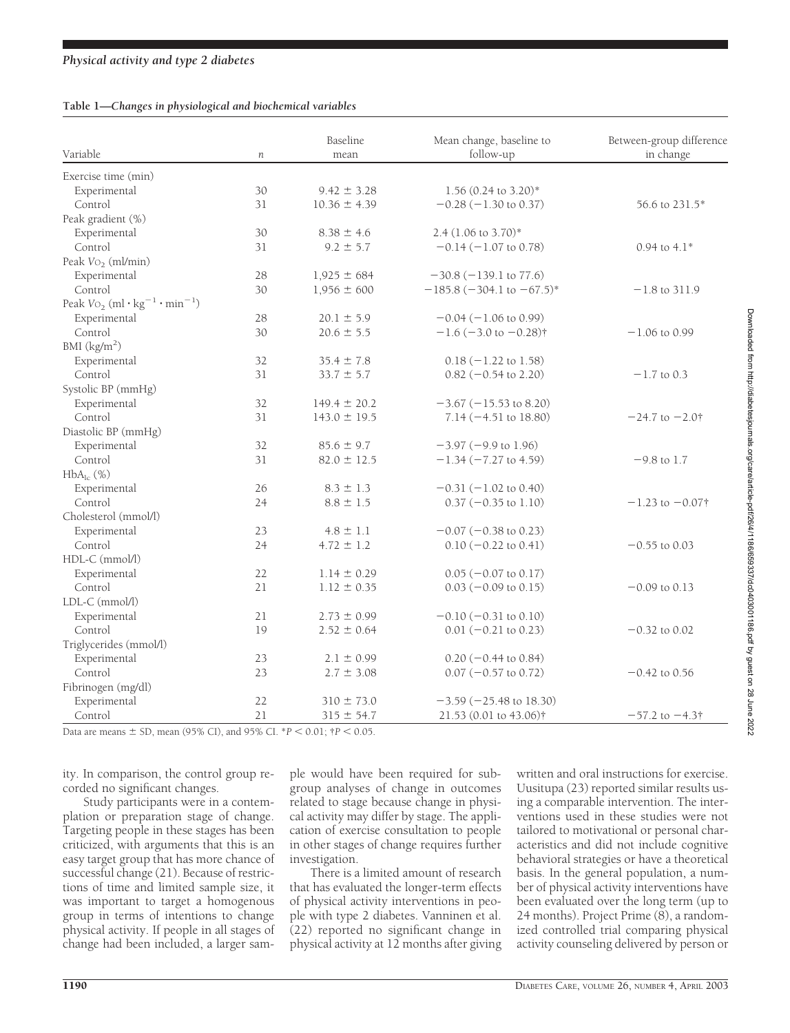**Table 1—Changes in physiological and biochemical variables**

| Variable | $n$ | Baseline mean | Mean change, baseline to follow-up | Between-group difference in change |
|---|---|---|---|---|
| Exercise time (min) | | | | |
| Experimental | 30 | 9.42 ± 3.28 | 1.56 (0.24 to 3.20)* | |
| Control | 31 | 10.36 ± 4.39 | −0.28 (−1.30 to 0.37) | 56.6 to 231.5* |
| Peak gradient (%) | | | | |
| Experimental | 30 | 8.38 ± 4.6 | 2.4 (1.06 to 3.70)* | |
| Control | 31 | 9.2 ± 5.7 | −0.14 (−1.07 to 0.78) | 0.94 to 4.1* |
| Peak $V_{O_2}$ (ml/min) | | | | |
| Experimental | 28 | 1,925 ± 684 | −30.8 (−139.1 to 77.6) | |
| Control | 30 | 1,956 ± 600 | −185.8 (−304.1 to −67.5)* | −1.8 to 311.9 |
| Peak $V_{O_2}$ ($ml \cdot kg^{-1} \cdot min^{-1}$) | | | | |
| Experimental | 28 | 20.1 ± 5.9 | −0.04 (−1.06 to 0.99) | |
| Control | 30 | 20.6 ± 5.5 | −1.6 (−3.0 to −0.28)† | −1.06 to 0.99 |
| BMI ($kg/m^2$) | | | | |
| Experimental | 32 | 35.4 ± 7.8 | 0.18 (−1.22 to 1.58) | |
| Control | 31 | 33.7 ± 5.7 | 0.82 (−0.54 to 2.20) | −1.7 to 0.3 |
| Systolic BP (mmHg) | | | | |
| Experimental | 32 | 149.4 ± 20.2 | −3.67 (−15.53 to 8.20) | |
| Control | 31 | 143.0 ± 19.5 | 7.14 (−4.51 to 18.80) | −24.7 to −2.0† |
| Diastolic BP (mmHg) | | | | |
| Experimental | 32 | 85.6 ± 9.7 | −3.97 (−9.9 to 1.96) | |
| Control | 31 | 82.0 ± 12.5 | −1.34 (−7.27 to 4.59) | −9.8 to 1.7 |
| $HbA_{1c}$ (%) | | | | |
| Experimental | 26 | 8.3 ± 1.3 | −0.31 (−1.02 to 0.40) | |
| Control | 24 | 8.8 ± 1.5 | 0.37 (−0.35 to 1.10) | −1.23 to −0.07† |
| Cholesterol (mmol/l) | | | | |
| Experimental | 23 | 4.8 ± 1.1 | −0.07 (−0.38 to 0.23) | |
| Control | 24 | 4.72 ± 1.2 | 0.10 (−0.22 to 0.41) | −0.55 to 0.03 |
| HDL-C (mmol/l) | | | | |
| Experimental | 22 | 1.14 ± 0.29 | 0.05 (−0.07 to 0.17) | |
| Control | 21 | 1.12 ± 0.35 | 0.03 (−0.09 to 0.15) | −0.09 to 0.13 |
| LDL-C (mmol/l) | | | | |
| Experimental | 21 | 2.73 ± 0.99 | −0.10 (−0.31 to 0.10) | |
| Control | 19 | 2.52 ± 0.64 | 0.01 (−0.21 to 0.23) | −0.32 to 0.02 |
| Triglycerides (mmol/l) | | | | |
| Experimental | 23 | 2.1 ± 0.99 | 0.20 (−0.44 to 0.84) | |
| Control | 23 | 2.7 ± 3.08 | 0.07 (−0.57 to 0.72) | −0.42 to 0.56 |
| Fibrinogen (mg/dl) | | | | |
| Experimental | 22 | 310 ± 73.0 | −3.59 (−25.48 to 18.30) | |
| Control | 21 | 315 ± 54.7 | 21.53 (0.01 to 43.06)† | −57.2 to −4.3† |

Data are means ± SD, mean (95% CI), and 95% CI. *$P < 0.01$; †$P < 0.05$.

ity. In comparison, the control group recorded no significant changes.

Study participants were in a contemplation or preparation stage of change. Targeting people in these stages has been criticized, with arguments that this is an easy target group that has more chance of successful change (21). Because of restrictions of time and limited sample size, it was important to target a homogenous group in terms of intentions to change physical activity. If people in all stages of change had been included, a larger sample would have been required for subgroup analyses of change in outcomes related to stage because change in physical activity may differ by stage. The application of exercise consultation to people in other stages of change requires further investigation.

There is a limited amount of research that has evaluated the longer-term effects of physical activity interventions in people with type 2 diabetes. Vanninen et al. (22) reported no significant change in physical activity at 12 months after giving written and oral instructions for exercise. Uusitupa (23) reported similar results using a comparable intervention. The interventions used in these studies were not tailored to motivational or personal characteristics and did not include cognitive behavioral strategies or have a theoretical basis. In the general population, a number of physical activity interventions have been evaluated over the long term (up to 24 months). Project Prime (8), a randomized controlled trial comparing physical activity counseling delivered by person or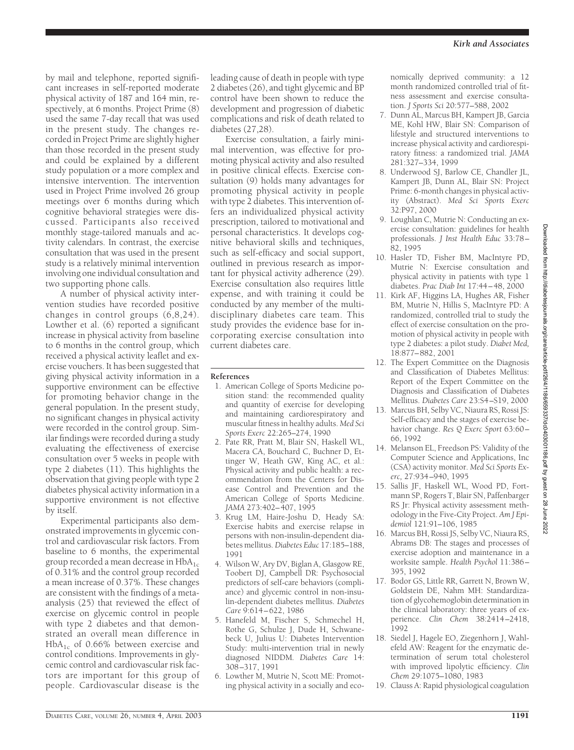by mail and telephone, reported significant increases in self-reported moderate physical activity of 187 and 164 min, respectively, at 6 months. Project Prime (8) used the same 7-day recall that was used in the present study. The changes recorded in Project Prime are slightly higher than those recorded in the present study and could be explained by a different study population or a more complex and intensive intervention. The intervention used in Project Prime involved 26 group meetings over 6 months during which cognitive behavioral strategies were discussed. Participants also received monthly stage-tailored manuals and activity calendars. In contrast, the exercise consultation that was used in the present study is a relatively minimal intervention involving one individual consultation and two supporting phone calls.

A number of physical activity intervention studies have recorded positive changes in control groups (6,8,24). Lowther et al. (6) reported a significant increase in physical activity from baseline to 6 months in the control group, which received a physical activity leaflet and exercise vouchers. It has been suggested that giving physical activity information in a supportive environment can be effective for promoting behavior change in the general population. In the present study, no significant changes in physical activity were recorded in the control group. Similar findings were recorded during a study evaluating the effectiveness of exercise consultation over 5 weeks in people with type 2 diabetes (11). This highlights the observation that giving people with type 2 diabetes physical activity information in a supportive environment is not effective by itself.

Experimental participants also demonstrated improvements in glycemic control and cardiovascular risk factors. From baseline to 6 months, the experimental group recorded a mean decrease in $HbA_{1c}$ of 0.31% and the control group recorded a mean increase of 0.37%. These changes are consistent with the findings of a meta-analysis (25) that reviewed the effect of exercise on glycemic control in people with type 2 diabetes and that demonstrated an overall mean difference in $HbA_{1c}$ of 0.66% between exercise and control conditions. Improvements in glycemic control and cardiovascular risk factors are important for this group of people. Cardiovascular disease is the leading cause of death in people with type 2 diabetes (26), and tight glycemic and BP control have been shown to reduce the development and progression of diabetic complications and risk of death related to diabetes (27,28).

Exercise consultation, a fairly minimal intervention, was effective for promoting physical activity and also resulted in positive clinical effects. Exercise consultation (9) holds many advantages for promoting physical activity in people with type 2 diabetes. This intervention offers an individualized physical activity prescription, tailored to motivational and personal characteristics. It develops cognitive behavioral skills and techniques, such as self-efficacy and social support, outlined in previous research as important for physical activity adherence (29). Exercise consultation also requires little expense, and with training it could be conducted by any member of the multidisciplinary diabetes care team. This study provides the evidence base for incorporating exercise consultation into current diabetes care.

## References

1. American College of Sports Medicine position stand: the recommended quality and quantity of exercise for developing and maintaining cardiorespiratory and muscular fitness in healthy adults. *Med Sci Sports Exerc* 22:265–274, 1990
2. Pate RR, Pratt M, Blair SN, Haskell WL, Macera CA, Bouchard C, Buchner D, Ettinger W, Heath GW, King AC, et al.: Physical activity and public health: a recommendation from the Centers for Disease Control and Prevention and the American College of Sports Medicine. *JAMA* 273:402–407, 1995
3. Krug LM, Haire-Joshu D, Heady SA: Exercise habits and exercise relapse in persons with non-insulin-dependent diabetes mellitus. *Diabetes Educ* 17:185–188, 1991
4. Wilson W, Ary DV, Biglan A, Glasgow RE, Toobert DJ, Campbell DR: Psychosocial predictors of self-care behaviors (compliance) and glycemic control in non-insulin-dependent diabetes mellitus. *Diabetes Care* 9:614–622, 1986
5. Hanefeld M, Fischer S, Schmechel H, Rothe G, Schulze J, Dude H, Schwanebeck U, Julius U: Diabetes Intervention Study: multi-intervention trial in newly diagnosed NIDDM. *Diabetes Care* 14: 308–317, 1991
6. Lowther M, Mutrie N, Scott ME: Promoting physical activity in a socially and economically deprived community: a 12 month randomized controlled trial of fitness assessment and exercise consultation. *J Sports Sci* 20:577–588, 2002
7. Dunn AL, Marcus BH, Kampert JB, Garcia ME, Kohl HW, Blair SN: Comparison of lifestyle and structured interventions to increase physical activity and cardiorespiratory fitness: a randomized trial. *JAMA* 281:327–334, 1999
8. Underwood SJ, Barlow CE, Chandler JL, Kampert JB, Dunn AL, Blair SN: Project Prime: 6-month changes in physical activity (Abstract). *Med Sci Sports Exerc* 32:P97, 2000
9. Loughlan C, Mutrie N: Conducting an exercise consultation: guidelines for health professionals. *J Inst Health Educ* 33:78–82, 1995
10. Hasler TD, Fisher BM, MacIntyre PD, Mutrie N: Exercise consultation and physical activity in patients with type 1 diabetes. *Prac Diab Int* 17:44–48, 2000
11. Kirk AF, Higgins LA, Hughes AR, Fisher BM, Mutrie N, Hillis S, MacIntyre PD: A randomized, controlled trial to study the effect of exercise consultation on the promotion of physical activity in people with type 2 diabetes: a pilot study. *Diabet Med,* 18:877–882, 2001
12. The Expert Committee on the Diagnosis and Classification of Diabetes Mellitus: Report of the Expert Committee on the Diagnosis and Classification of Diabetes Mellitus. *Diabetes Care* 23:S4–S19, 2000
13. Marcus BH, Selby VC, Niaura RS, Rossi JS: Self-efficacy and the stages of exercise behavior change. *Res Q Exerc Sport* 63:60–66, 1992
14. Melanson EL, Freedson PS: Validity of the Computer Science and Applications, Inc (CSA) activity monitor. *Med Sci Sports Exerc,* 27:934–940, 1995
15. Sallis JF, Haskell WL, Wood PD, Fortmann SP, Rogers T, Blair SN, Paffenbarger RS Jr: Physical activity assessment methodology in the Five-City Project. *Am J Epidemiol* 121:91–106, 1985
16. Marcus BH, Rossi JS, Selby VC, Niaura RS, Abrams DB: The stages and processes of exercise adoption and maintenance in a worksite sample. *Health Psychol* 11:386–395, 1992
17. Bodor GS, Little RR, Garrett N, Brown W, Goldstein DE, Nahm MH: Standardization of glycohemoglobin determination in the clinical laboratory: three years of experience. *Clin Chem* 38:2414–2418, 1992
18. Siedel J, Hagele EO, Ziegenhorn J, Wahlefeld AW: Reagent for the enzymatic determination of serum total cholesterol with improved lipolytic efficiency. *Clin Chem* 29:1075–1080, 1983
19. Clauss A: Rapid physiological coagulation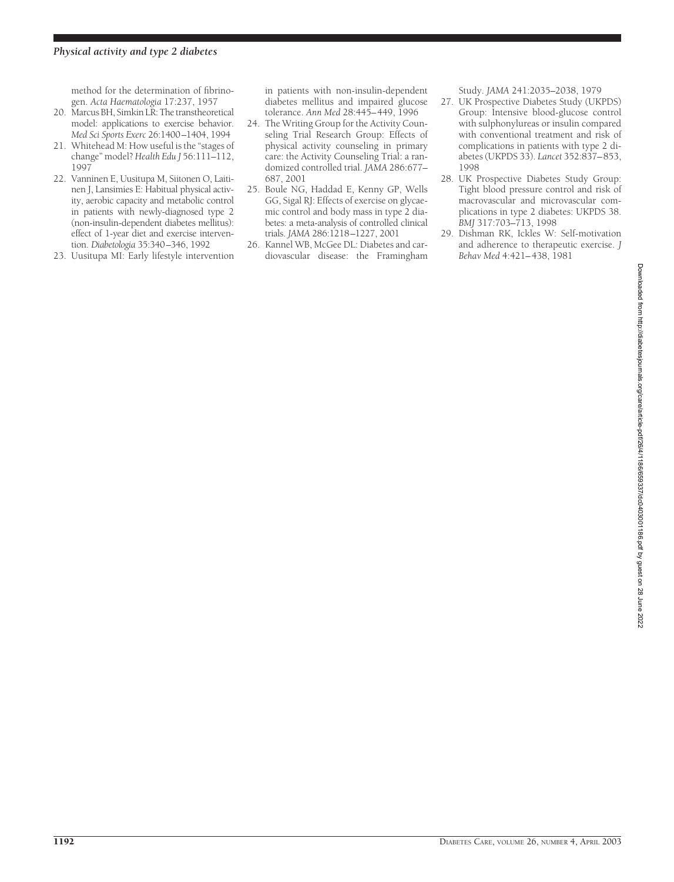method for the determination of fibrinogen. *Acta Haematologia* 17:237, 1957

20. Marcus BH, Simkin LR: The transtheoretical model: applications to exercise behavior. *Med Sci Sports Exerc* 26:1400–1404, 1994
21. Whitehead M: How useful is the "stages of change" model? *Health Edu J* 56:111–112, 1997
22. Vanninen E, Uusitupa M, Siitonen O, Laitinen J, Lansimies E: Habitual physical activity, aerobic capacity and metabolic control in patients with newly-diagnosed type 2 (non-insulin-dependent diabetes mellitus): effect of 1-year diet and exercise intervention. *Diabetologia* 35:340–346, 1992
23. Uusitupa MI: Early lifestyle intervention in patients with non-insulin-dependent diabetes mellitus and impaired glucose tolerance. *Ann Med* 28:445–449, 1996
24. The Writing Group for the Activity Counseling Trial Research Group: Effects of physical activity counseling in primary care: the Activity Counseling Trial: a randomized controlled trial. *JAMA* 286:677–687, 2001
25. Boule NG, Haddad E, Kenny GP, Wells GG, Sigal RJ: Effects of exercise on glycaemic control and body mass in type 2 diabetes: a meta-analysis of controlled clinical trials. *JAMA* 286:1218–1227, 2001
26. Kannel WB, McGee DL: Diabetes and cardiovascular disease: the Framingham Study. *JAMA* 241:2035–2038, 1979
27. UK Prospective Diabetes Study (UKPDS) Group: Intensive blood-glucose control with sulphonylureas or insulin compared with conventional treatment and risk of complications in patients with type 2 diabetes (UKPDS 33). *Lancet* 352:837–853, 1998
28. UK Prospective Diabetes Study Group: Tight blood pressure control and risk of macrovascular and microvascular complications in type 2 diabetes: UKPDS 38. *BMJ* 317:703–713, 1998
29. Dishman RK, Ickles W: Self-motivation and adherence to therapeutic exercise. *J Behav Med* 4:421–438, 1981